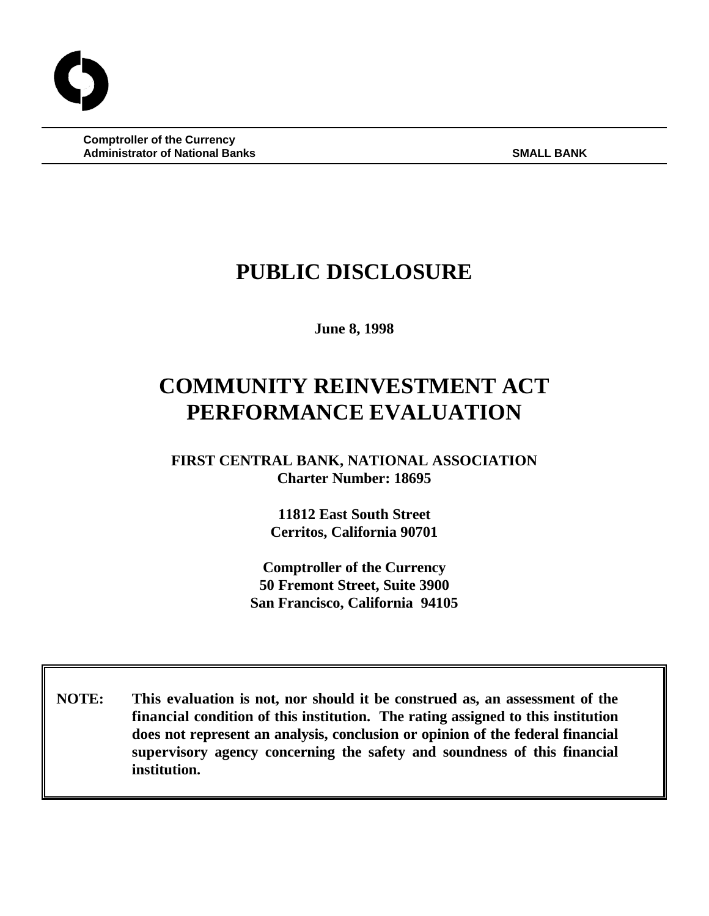**Comptroller of the Currency**
**Administrator of National Banks** **SMALL BANK**

# PUBLIC DISCLOSURE

**June 8, 1998**

# COMMUNITY REINVESTMENT ACT PERFORMANCE EVALUATION

**FIRST CENTRAL BANK, NATIONAL ASSOCIATION**
**Charter Number: 18695**

**11812 East South Street**
**Cerritos, California 90701**

**Comptroller of the Currency**
**50 Fremont Street, Suite 3900**
**San Francisco, California 94105**

**NOTE: This evaluation is not, nor should it be construed as, an assessment of the financial condition of this institution. The rating assigned to this institution does not represent an analysis, conclusion or opinion of the federal financial supervisory agency concerning the safety and soundness of this financial institution.**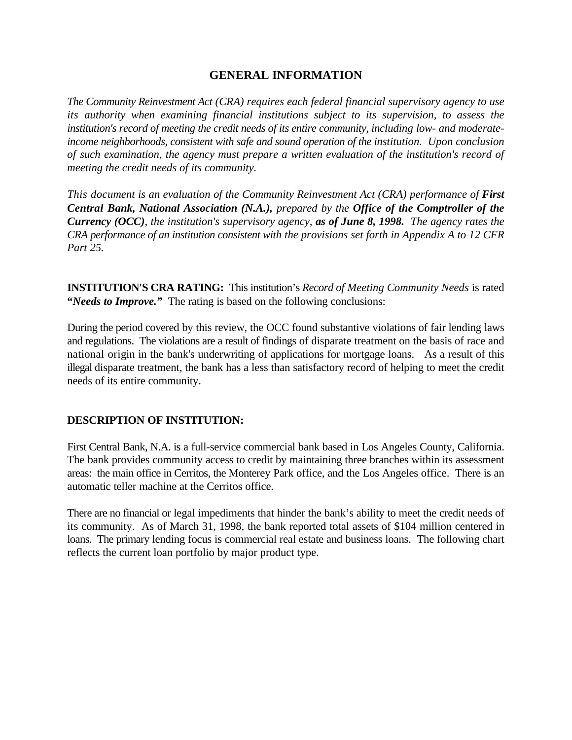## GENERAL INFORMATION

*The Community Reinvestment Act (CRA) requires each federal financial supervisory agency to use its authority when examining financial institutions subject to its supervision, to assess the institution's record of meeting the credit needs of its entire community, including low- and moderate-income neighborhoods, consistent with safe and sound operation of the institution. Upon conclusion of such examination, the agency must prepare a written evaluation of the institution's record of meeting the credit needs of its community.*

*This document is an evaluation of the Community Reinvestment Act (CRA) performance of* ***First Central Bank, National Association (N.A.),*** *prepared by the* ***Office of the Comptroller of the Currency (OCC)****, the institution's supervisory agency,* ***as of June 8, 1998.*** *The agency rates the CRA performance of an institution consistent with the provisions set forth in Appendix A to 12 CFR Part 25.*

**INSTITUTION'S CRA RATING:** This institution's *Record of Meeting Community Needs* is rated **"*Needs to Improve.*"** The rating is based on the following conclusions:

During the period covered by this review, the OCC found substantive violations of fair lending laws and regulations. The violations are a result of findings of disparate treatment on the basis of race and national origin in the bank's underwriting of applications for mortgage loans. As a result of this illegal disparate treatment, the bank has a less than satisfactory record of helping to meet the credit needs of its entire community.

**DESCRIPTION OF INSTITUTION:**

First Central Bank, N.A. is a full-service commercial bank based in Los Angeles County, California. The bank provides community access to credit by maintaining three branches within its assessment areas: the main office in Cerritos, the Monterey Park office, and the Los Angeles office. There is an automatic teller machine at the Cerritos office.

There are no financial or legal impediments that hinder the bank's ability to meet the credit needs of its community. As of March 31, 1998, the bank reported total assets of $104 million centered in loans. The primary lending focus is commercial real estate and business loans. The following chart reflects the current loan portfolio by major product type.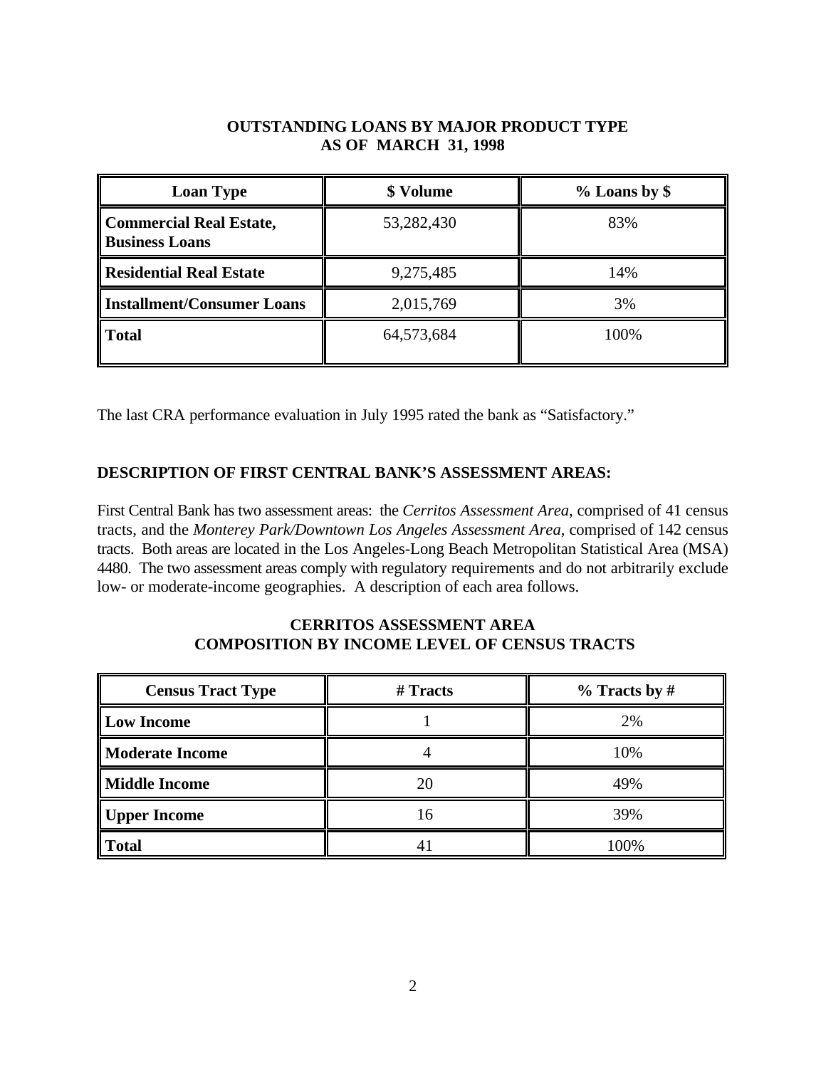**OUTSTANDING LOANS BY MAJOR PRODUCT TYPE**
**AS OF MARCH 31, 1998**

| Loan Type | $ Volume | % Loans by $ |
|---|---|---|
| **Commercial Real Estate, Business Loans** | 53,282,430 | 83% |
| **Residential Real Estate** | 9,275,485 | 14% |
| **Installment/Consumer Loans** | 2,015,769 | 3% |
| **Total** | 64,573,684 | 100% |

The last CRA performance evaluation in July 1995 rated the bank as "Satisfactory."

## DESCRIPTION OF FIRST CENTRAL BANK'S ASSESSMENT AREAS:

First Central Bank has two assessment areas: the *Cerritos Assessment Area*, comprised of 41 census tracts, and the *Monterey Park/Downtown Los Angeles Assessment Area*, comprised of 142 census tracts. Both areas are located in the Los Angeles-Long Beach Metropolitan Statistical Area (MSA) 4480. The two assessment areas comply with regulatory requirements and do not arbitrarily exclude low- or moderate-income geographies. A description of each area follows.

**CERRITOS ASSESSMENT AREA**
**COMPOSITION BY INCOME LEVEL OF CENSUS TRACTS**

| Census Tract Type | # Tracts | % Tracts by # |
|---|---|---|
| **Low Income** | 1 | 2% |
| **Moderate Income** | 4 | 10% |
| **Middle Income** | 20 | 49% |
| **Upper Income** | 16 | 39% |
| **Total** | 41 | 100% |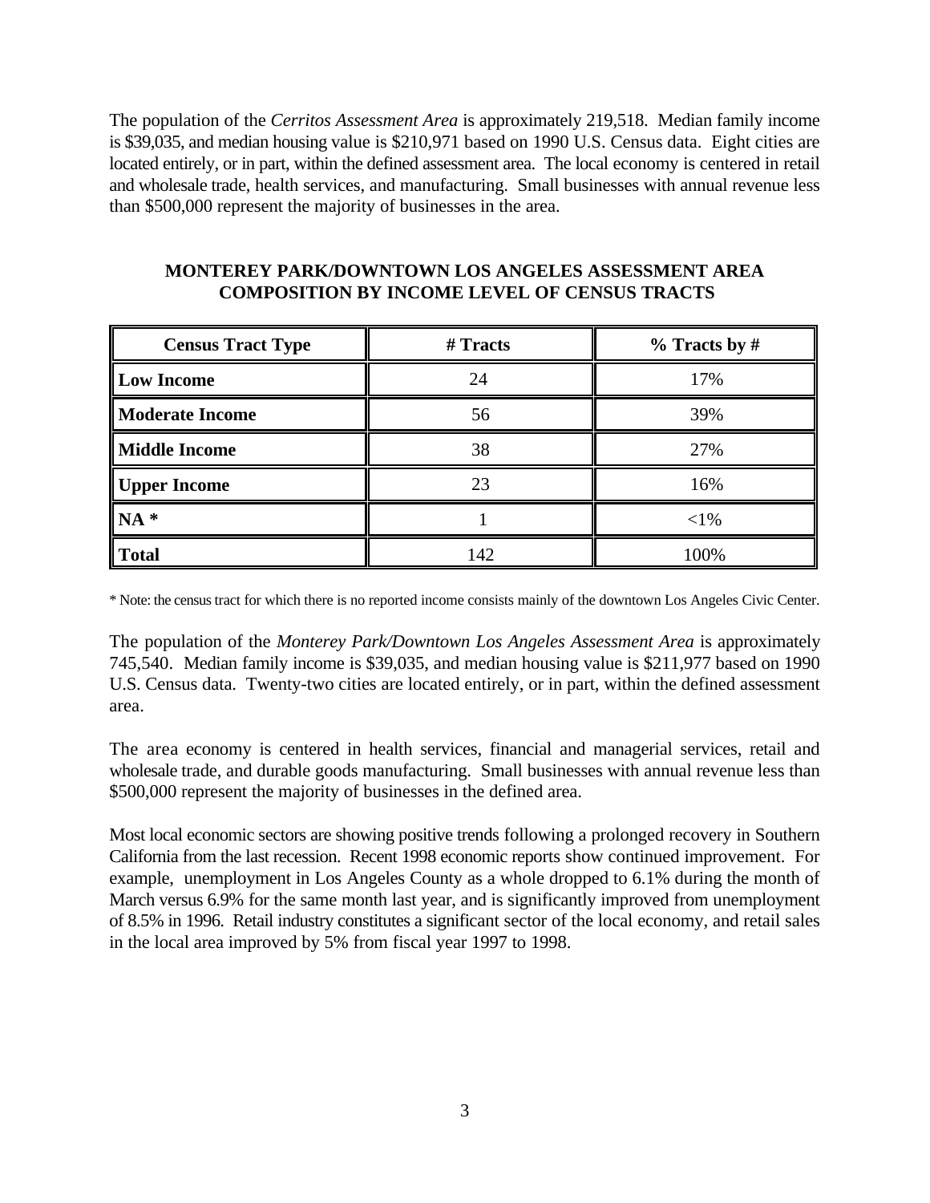The population of the *Cerritos Assessment Area* is approximately 219,518. Median family income is $39,035, and median housing value is $210,971 based on 1990 U.S. Census data. Eight cities are located entirely, or in part, within the defined assessment area. The local economy is centered in retail and wholesale trade, health services, and manufacturing. Small businesses with annual revenue less than $500,000 represent the majority of businesses in the area.

**MONTEREY PARK/DOWNTOWN LOS ANGELES ASSESSMENT AREA COMPOSITION BY INCOME LEVEL OF CENSUS TRACTS**

| Census Tract Type | # Tracts | % Tracts by # |
|---|---|---|
| **Low Income** | 24 | 17% |
| **Moderate Income** | 56 | 39% |
| **Middle Income** | 38 | 27% |
| **Upper Income** | 23 | 16% |
| **NA *** | 1 | <1% |
| **Total** | 142 | 100% |

* Note: the census tract for which there is no reported income consists mainly of the downtown Los Angeles Civic Center.

The population of the *Monterey Park/Downtown Los Angeles Assessment Area* is approximately 745,540. Median family income is $39,035, and median housing value is $211,977 based on 1990 U.S. Census data. Twenty-two cities are located entirely, or in part, within the defined assessment area.

The area economy is centered in health services, financial and managerial services, retail and wholesale trade, and durable goods manufacturing. Small businesses with annual revenue less than $500,000 represent the majority of businesses in the defined area.

Most local economic sectors are showing positive trends following a prolonged recovery in Southern California from the last recession. Recent 1998 economic reports show continued improvement. For example, unemployment in Los Angeles County as a whole dropped to 6.1% during the month of March versus 6.9% for the same month last year, and is significantly improved from unemployment of 8.5% in 1996. Retail industry constitutes a significant sector of the local economy, and retail sales in the local area improved by 5% from fiscal year 1997 to 1998.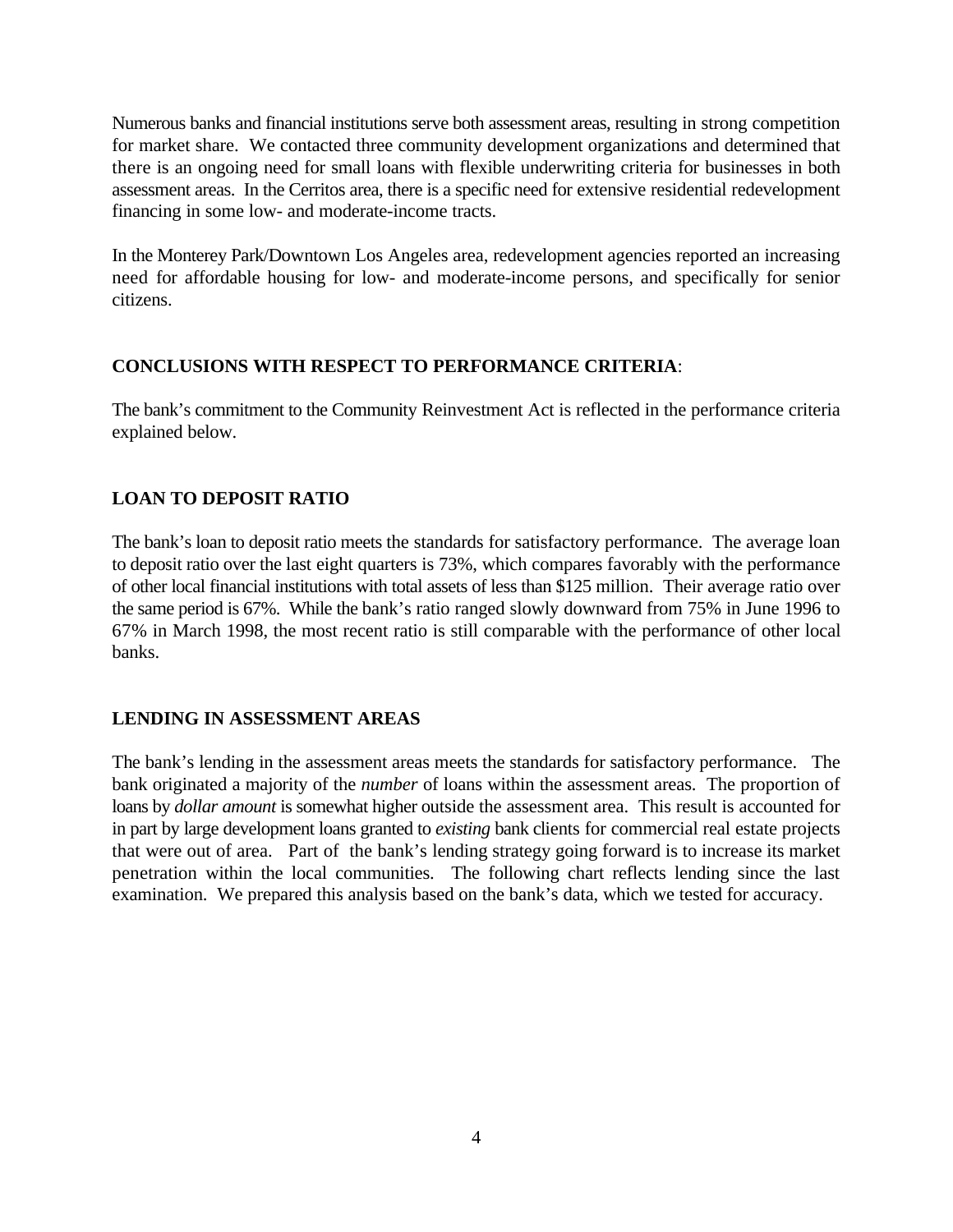Numerous banks and financial institutions serve both assessment areas, resulting in strong competition for market share. We contacted three community development organizations and determined that there is an ongoing need for small loans with flexible underwriting criteria for businesses in both assessment areas. In the Cerritos area, there is a specific need for extensive residential redevelopment financing in some low- and moderate-income tracts.

In the Monterey Park/Downtown Los Angeles area, redevelopment agencies reported an increasing need for affordable housing for low- and moderate-income persons, and specifically for senior citizens.

## CONCLUSIONS WITH RESPECT TO PERFORMANCE CRITERIA:

The bank's commitment to the Community Reinvestment Act is reflected in the performance criteria explained below.

## LOAN TO DEPOSIT RATIO

The bank's loan to deposit ratio meets the standards for satisfactory performance. The average loan to deposit ratio over the last eight quarters is 73%, which compares favorably with the performance of other local financial institutions with total assets of less than $125 million. Their average ratio over the same period is 67%. While the bank's ratio ranged slowly downward from 75% in June 1996 to 67% in March 1998, the most recent ratio is still comparable with the performance of other local banks.

## LENDING IN ASSESSMENT AREAS

The bank's lending in the assessment areas meets the standards for satisfactory performance. The bank originated a majority of the *number* of loans within the assessment areas. The proportion of loans by *dollar amount* is somewhat higher outside the assessment area. This result is accounted for in part by large development loans granted to *existing* bank clients for commercial real estate projects that were out of area. Part of the bank's lending strategy going forward is to increase its market penetration within the local communities. The following chart reflects lending since the last examination. We prepared this analysis based on the bank's data, which we tested for accuracy.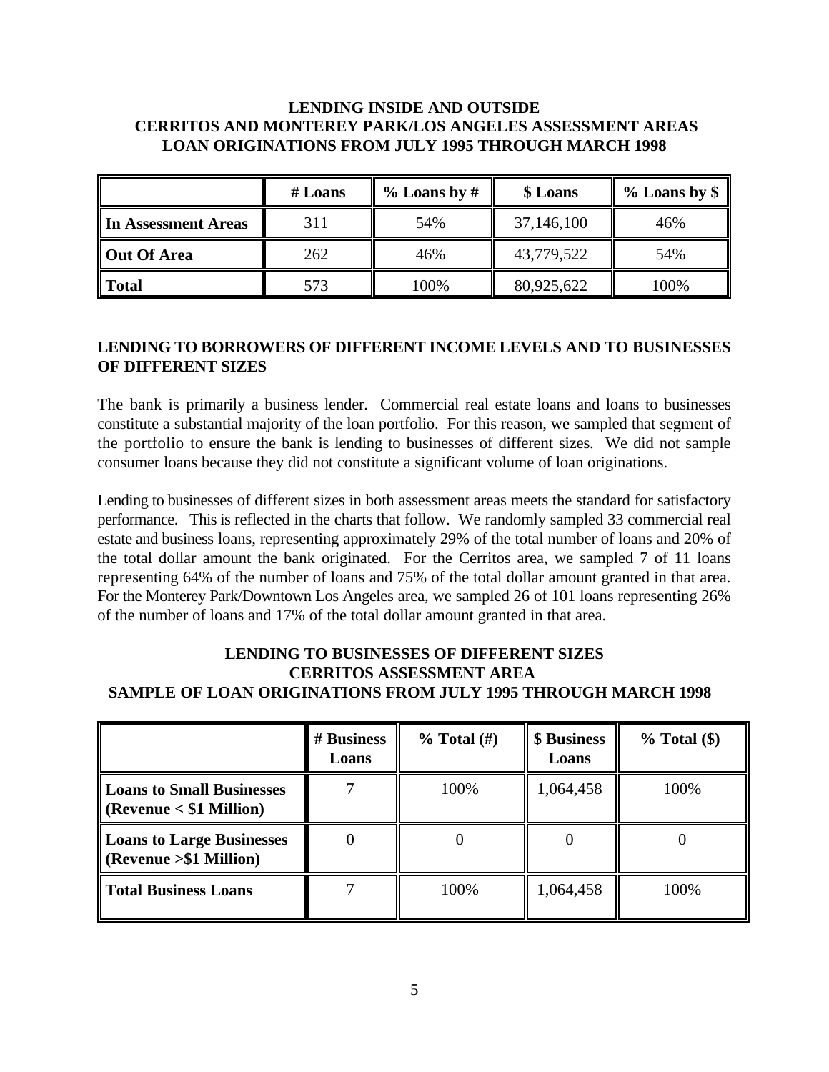**LENDING INSIDE AND OUTSIDE**
**CERRITOS AND MONTEREY PARK/LOS ANGELES ASSESSMENT AREAS**
**LOAN ORIGINATIONS FROM JULY 1995 THROUGH MARCH 1998**

| | # Loans | % Loans by # | $ Loans | % Loans by $ |
|---|---|---|---|---|
| **In Assessment Areas** | 311 | 54% | 37,146,100 | 46% |
| **Out Of Area** | 262 | 46% | 43,779,522 | 54% |
| **Total** | 573 | 100% | 80,925,622 | 100% |

## LENDING TO BORROWERS OF DIFFERENT INCOME LEVELS AND TO BUSINESSES OF DIFFERENT SIZES

The bank is primarily a business lender. Commercial real estate loans and loans to businesses constitute a substantial majority of the loan portfolio. For this reason, we sampled that segment of the portfolio to ensure the bank is lending to businesses of different sizes. We did not sample consumer loans because they did not constitute a significant volume of loan originations.

Lending to businesses of different sizes in both assessment areas meets the standard for satisfactory performance. This is reflected in the charts that follow. We randomly sampled 33 commercial real estate and business loans, representing approximately 29% of the total number of loans and 20% of the total dollar amount the bank originated. For the Cerritos area, we sampled 7 of 11 loans representing 64% of the number of loans and 75% of the total dollar amount granted in that area. For the Monterey Park/Downtown Los Angeles area, we sampled 26 of 101 loans representing 26% of the number of loans and 17% of the total dollar amount granted in that area.

**LENDING TO BUSINESSES OF DIFFERENT SIZES**
**CERRITOS ASSESSMENT AREA**
**SAMPLE OF LOAN ORIGINATIONS FROM JULY 1995 THROUGH MARCH 1998**

| | # Business Loans | % Total (#) | $ Business Loans | % Total ($) |
|---|---|---|---|---|
| **Loans to Small Businesses (Revenue < $1 Million)** | 7 | 100% | 1,064,458 | 100% |
| **Loans to Large Businesses (Revenue >$1 Million)** | 0 | 0 | 0 | 0 |
| **Total Business Loans** | 7 | 100% | 1,064,458 | 100% |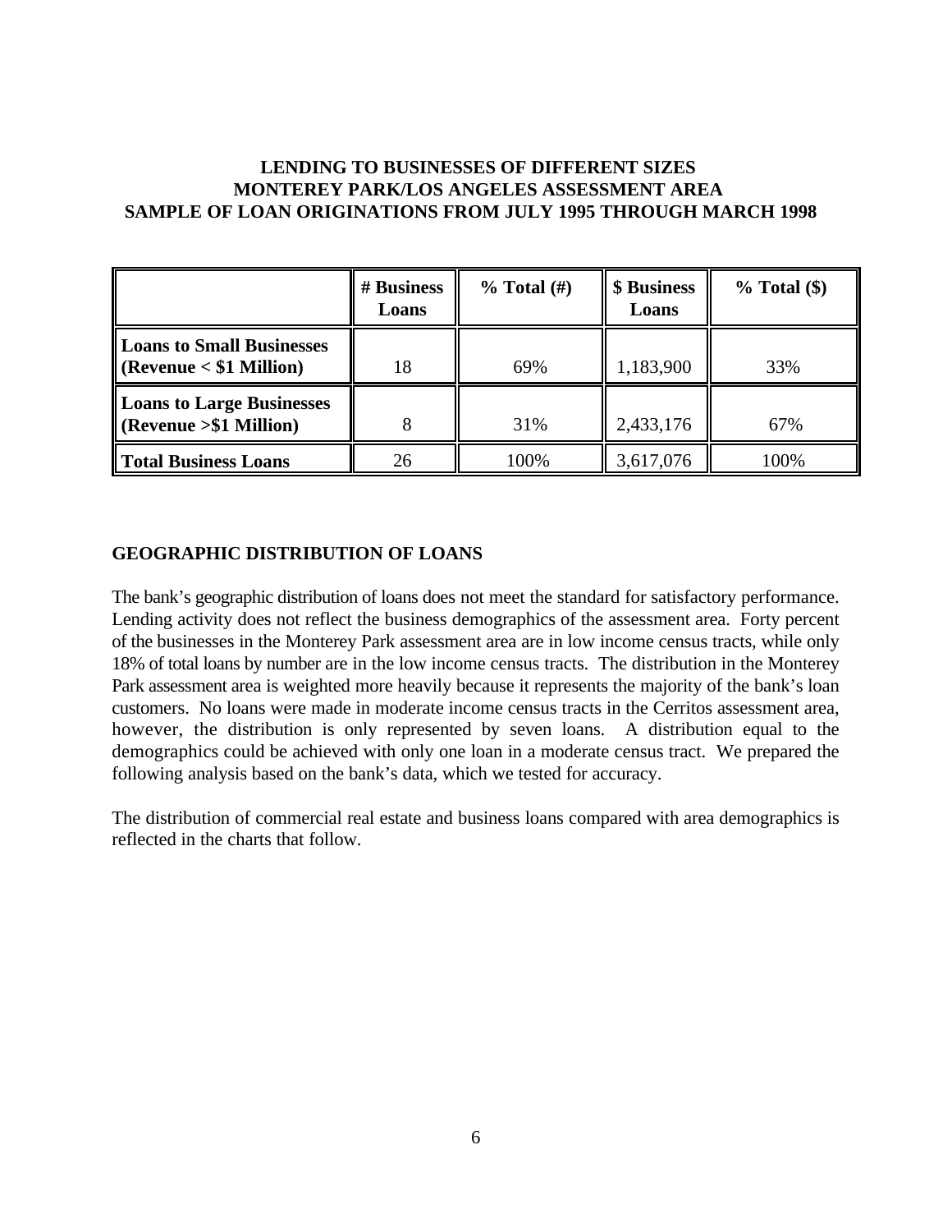**LENDING TO BUSINESSES OF DIFFERENT SIZES**
**MONTEREY PARK/LOS ANGELES ASSESSMENT AREA**
**SAMPLE OF LOAN ORIGINATIONS FROM JULY 1995 THROUGH MARCH 1998**

| | # Business Loans | % Total (#) | $ Business Loans | % Total ($) |
|---|---|---|---|---|
| **Loans to Small Businesses (Revenue < $1 Million)** | 18 | 69% | 1,183,900 | 33% |
| **Loans to Large Businesses (Revenue >$1 Million)** | 8 | 31% | 2,433,176 | 67% |
| **Total Business Loans** | 26 | 100% | 3,617,076 | 100% |

## GEOGRAPHIC DISTRIBUTION OF LOANS

The bank's geographic distribution of loans does not meet the standard for satisfactory performance. Lending activity does not reflect the business demographics of the assessment area. Forty percent of the businesses in the Monterey Park assessment area are in low income census tracts, while only 18% of total loans by number are in the low income census tracts. The distribution in the Monterey Park assessment area is weighted more heavily because it represents the majority of the bank's loan customers. No loans were made in moderate income census tracts in the Cerritos assessment area, however, the distribution is only represented by seven loans. A distribution equal to the demographics could be achieved with only one loan in a moderate census tract. We prepared the following analysis based on the bank's data, which we tested for accuracy.

The distribution of commercial real estate and business loans compared with area demographics is reflected in the charts that follow.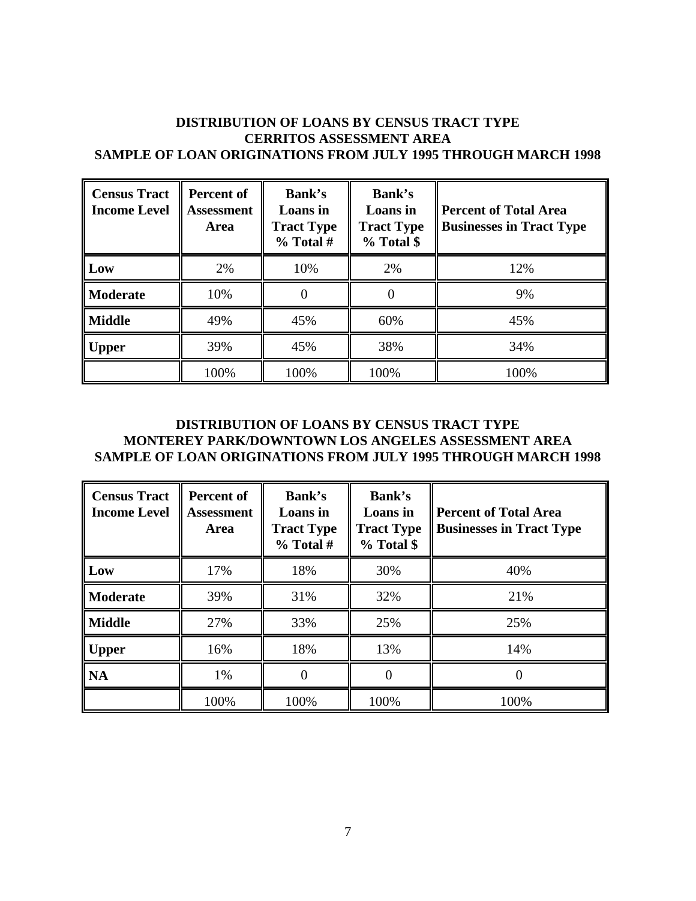**DISTRIBUTION OF LOANS BY CENSUS TRACT TYPE**
**CERRITOS ASSESSMENT AREA**
**SAMPLE OF LOAN ORIGINATIONS FROM JULY 1995 THROUGH MARCH 1998**

| Census Tract Income Level | Percent of Assessment Area | Bank's Loans in Tract Type % Total # | Bank's Loans in Tract Type % Total $ | Percent of Total Area Businesses in Tract Type |
|---|---|---|---|---|
| **Low** | 2% | 10% | 2% | 12% |
| **Moderate** | 10% | 0 | 0 | 9% |
| **Middle** | 49% | 45% | 60% | 45% |
| **Upper** | 39% | 45% | 38% | 34% |
| | 100% | 100% | 100% | 100% |

**DISTRIBUTION OF LOANS BY CENSUS TRACT TYPE**
**MONTEREY PARK/DOWNTOWN LOS ANGELES ASSESSMENT AREA**
**SAMPLE OF LOAN ORIGINATIONS FROM JULY 1995 THROUGH MARCH 1998**

| Census Tract Income Level | Percent of Assessment Area | Bank's Loans in Tract Type % Total # | Bank's Loans in Tract Type % Total $ | Percent of Total Area Businesses in Tract Type |
|---|---|---|---|---|
| **Low** | 17% | 18% | 30% | 40% |
| **Moderate** | 39% | 31% | 32% | 21% |
| **Middle** | 27% | 33% | 25% | 25% |
| **Upper** | 16% | 18% | 13% | 14% |
| **NA** | 1% | 0 | 0 | 0 |
| | 100% | 100% | 100% | 100% |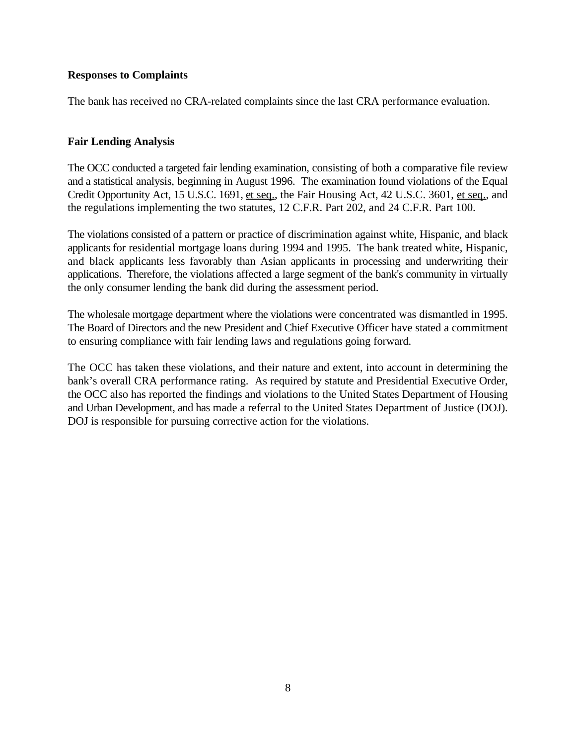**Responses to Complaints**

The bank has received no CRA-related complaints since the last CRA performance evaluation.

**Fair Lending Analysis**

The OCC conducted a targeted fair lending examination, consisting of both a comparative file review and a statistical analysis, beginning in August 1996. The examination found violations of the Equal Credit Opportunity Act, 15 U.S.C. 1691, et seq., the Fair Housing Act, 42 U.S.C. 3601, et seq., and the regulations implementing the two statutes, 12 C.F.R. Part 202, and 24 C.F.R. Part 100.

The violations consisted of a pattern or practice of discrimination against white, Hispanic, and black applicants for residential mortgage loans during 1994 and 1995. The bank treated white, Hispanic, and black applicants less favorably than Asian applicants in processing and underwriting their applications. Therefore, the violations affected a large segment of the bank's community in virtually the only consumer lending the bank did during the assessment period.

The wholesale mortgage department where the violations were concentrated was dismantled in 1995. The Board of Directors and the new President and Chief Executive Officer have stated a commitment to ensuring compliance with fair lending laws and regulations going forward.

The OCC has taken these violations, and their nature and extent, into account in determining the bank's overall CRA performance rating. As required by statute and Presidential Executive Order, the OCC also has reported the findings and violations to the United States Department of Housing and Urban Development, and has made a referral to the United States Department of Justice (DOJ). DOJ is responsible for pursuing corrective action for the violations.